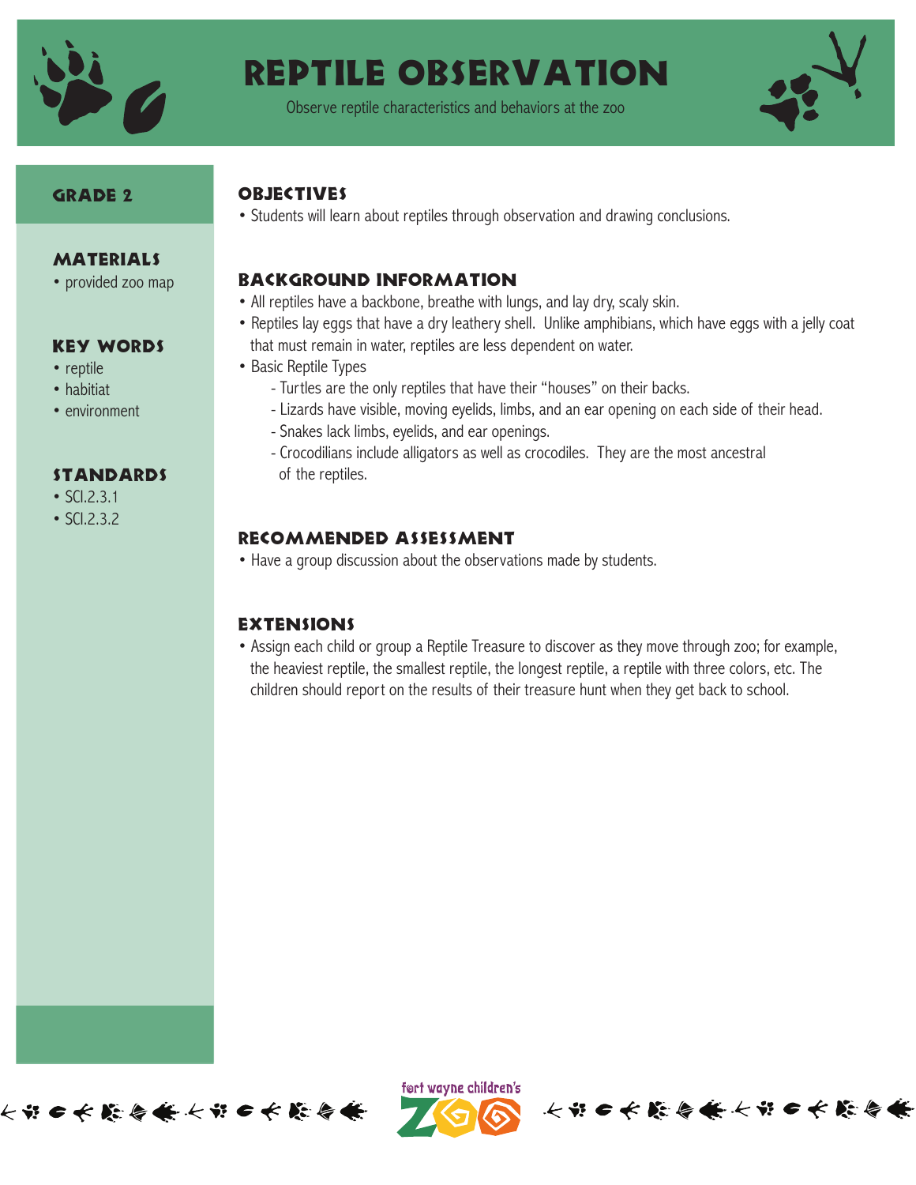# Reptile Observation

Observe reptile characteristics and behaviors at the zoo

## Grade 2

### Materials
- provided zoo map

### Key Words
- reptile
- habitiat
- environment

### Standards
- SCI.2.3.1
- SCI.2.3.2

## Objectives
- Students will learn about reptiles through observation and drawing conclusions.

## Background Information
- All reptiles have a backbone, breathe with lungs, and lay dry, scaly skin.
- Reptiles lay eggs that have a dry leathery shell. Unlike amphibians, which have eggs with a jelly coat that must remain in water, reptiles are less dependent on water.
- Basic Reptile Types
  - Turtles are the only reptiles that have their "houses" on their backs.
  - Lizards have visible, moving eyelids, limbs, and an ear opening on each side of their head.
  - Snakes lack limbs, eyelids, and ear openings.
  - Crocodilians include alligators as well as crocodiles. They are the most ancestral of the reptiles.

## Recommended Assessment
- Have a group discussion about the observations made by students.

## Extensions
- Assign each child or group a Reptile Treasure to discover as they move through zoo; for example, the heaviest reptile, the smallest reptile, the longest reptile, a reptile with three colors, etc. The children should report on the results of their treasure hunt when they get back to school.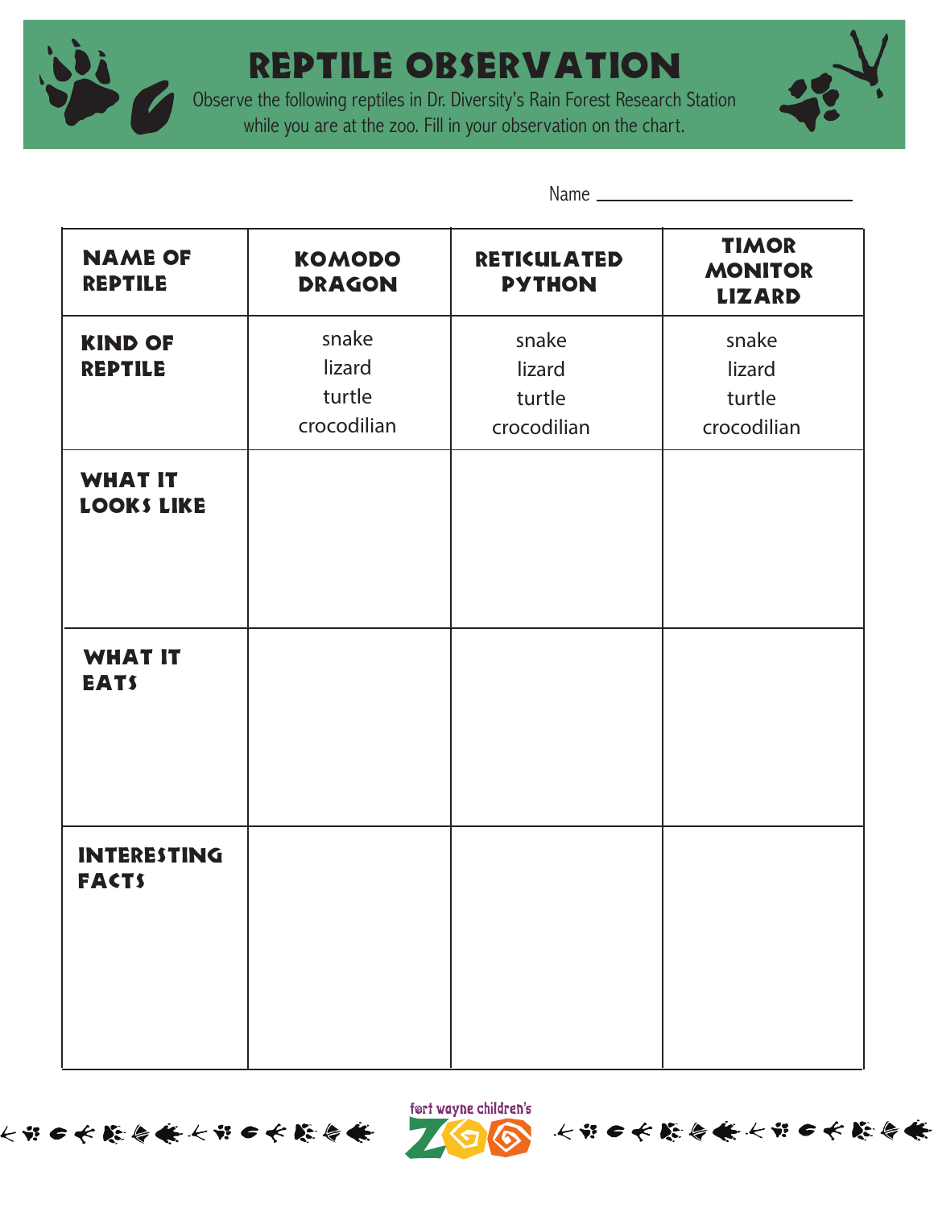# REPTILE OBSERVATION

Observe the following reptiles in Dr. Diversity's Rain Forest Research Station while you are at the zoo. Fill in your observation on the chart.

Name ______________________________

| NAME OF REPTILE | KOMODO DRAGON | RETICULATED PYTHON | TIMOR MONITOR LIZARD |
|---|---|---|---|
| KIND OF REPTILE | snake<br>lizard<br>turtle<br>crocodilian | snake<br>lizard<br>turtle<br>crocodilian | snake<br>lizard<br>turtle<br>crocodilian |
| WHAT IT LOOKS LIKE | | | |
| WHAT IT EATS | | | |
| INTERESTING FACTS | | | |

fort wayne children's ZOO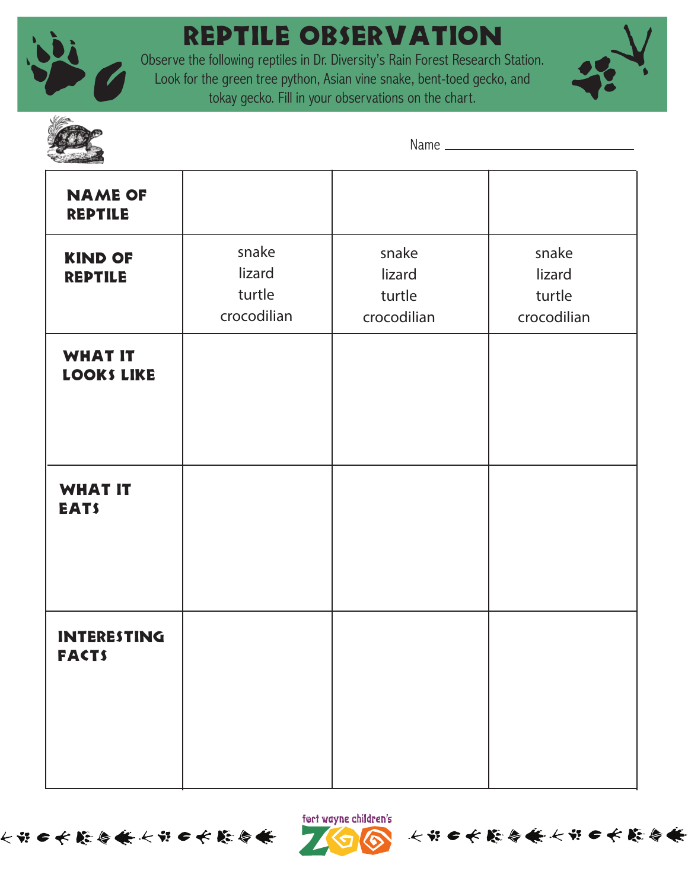# REPTILE OBSERVATION

Observe the following reptiles in Dr. Diversity's Rain Forest Research Station. Look for the green tree python, Asian vine snake, bent-toed gecko, and tokay gecko. Fill in your observations on the chart.

Name ______________________

| **NAME OF REPTILE** | | | |
|---|---|---|---|
| **KIND OF REPTILE** | snake<br>lizard<br>turtle<br>crocodilian | snake<br>lizard<br>turtle<br>crocodilian | snake<br>lizard<br>turtle<br>crocodilian |
| **WHAT IT LOOKS LIKE** | | | |
| **WHAT IT EATS** | | | |
| **INTERESTING FACTS** | | | |

fort wayne children's ZOO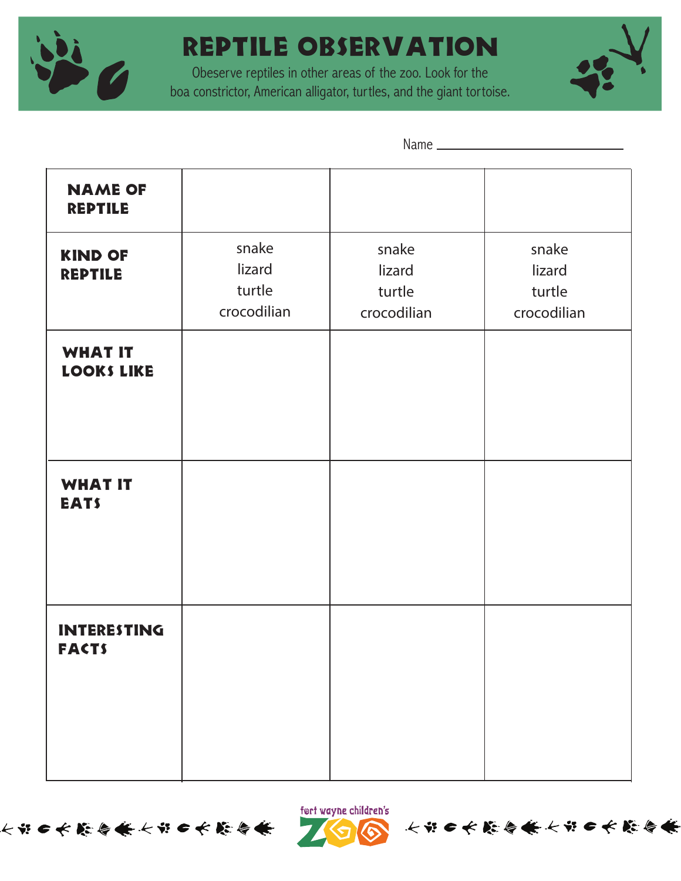# REPTILE OBSERVATION

Obeserve reptiles in other areas of the zoo. Look for the boa constrictor, American alligator, turtles, and the giant tortoise.

Name ______________________________

| | | | |
|---|---|---|---|
| **NAME OF REPTILE** | | | |
| **KIND OF REPTILE** | snake<br>lizard<br>turtle<br>crocodilian | snake<br>lizard<br>turtle<br>crocodilian | snake<br>lizard<br>turtle<br>crocodilian |
| **WHAT IT LOOKS LIKE** | | | |
| **WHAT IT EATS** | | | |
| **INTERESTING FACTS** | | | |

fort wayne children's ZOO